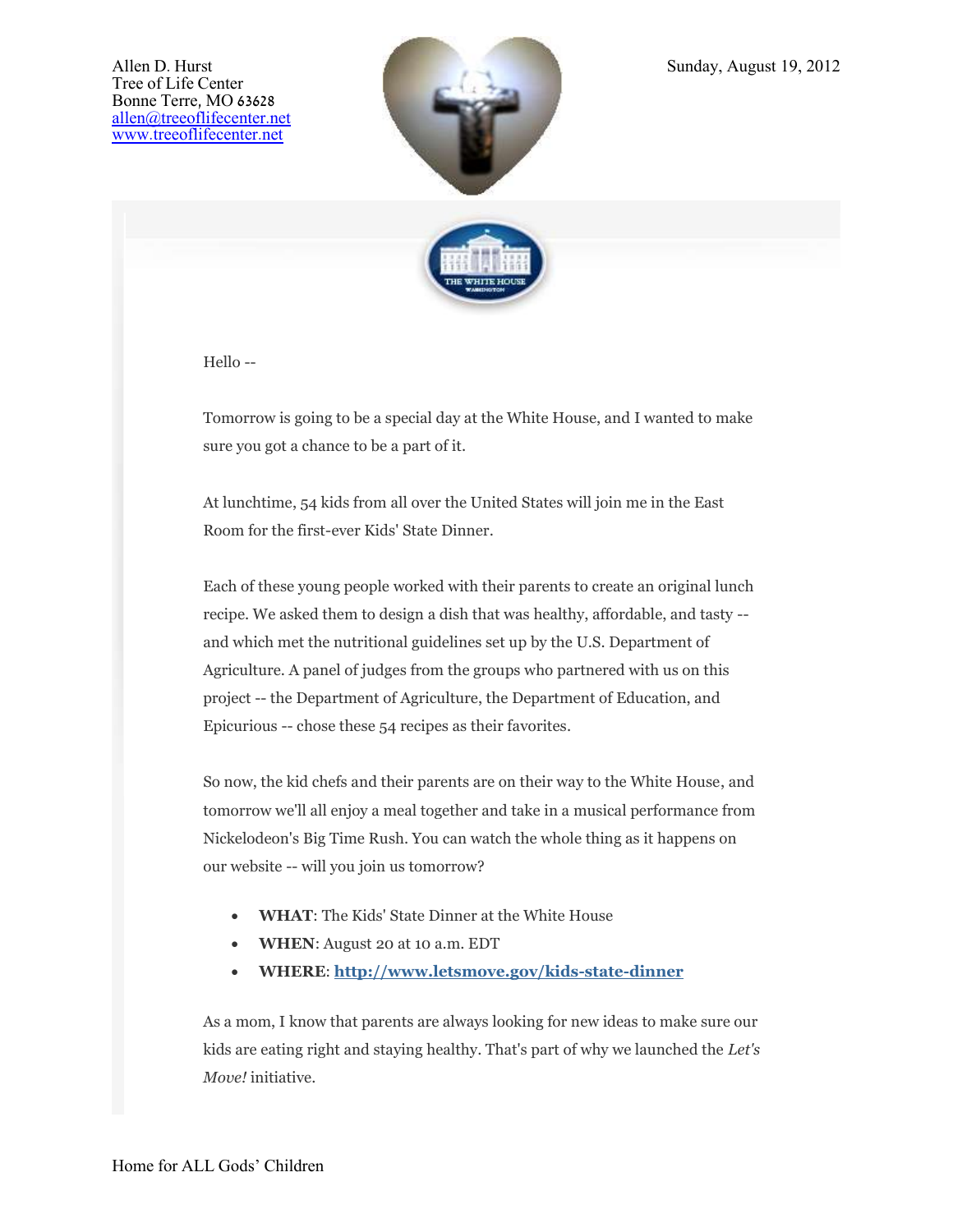Allen D. Hurst
Tree of Life Center
Bonne Terre, MO 63628
allen@treeoflifecenter.net
www.treeoflifecenter.net

Sunday, August 19, 2012

Hello --

Tomorrow is going to be a special day at the White House, and I wanted to make sure you got a chance to be a part of it.

At lunchtime, 54 kids from all over the United States will join me in the East Room for the first-ever Kids' State Dinner.

Each of these young people worked with their parents to create an original lunch recipe. We asked them to design a dish that was healthy, affordable, and tasty -- and which met the nutritional guidelines set up by the U.S. Department of Agriculture. A panel of judges from the groups who partnered with us on this project -- the Department of Agriculture, the Department of Education, and Epicurious -- chose these 54 recipes as their favorites.

So now, the kid chefs and their parents are on their way to the White House, and tomorrow we'll all enjoy a meal together and take in a musical performance from Nickelodeon's Big Time Rush. You can watch the whole thing as it happens on our website -- will you join us tomorrow?

- **WHAT**: The Kids' State Dinner at the White House
- **WHEN**: August 20 at 10 a.m. EDT
- **WHERE**: **http://www.letsmove.gov/kids-state-dinner**

As a mom, I know that parents are always looking for new ideas to make sure our kids are eating right and staying healthy. That's part of why we launched the *Let's Move!* initiative.

Home for ALL Gods' Children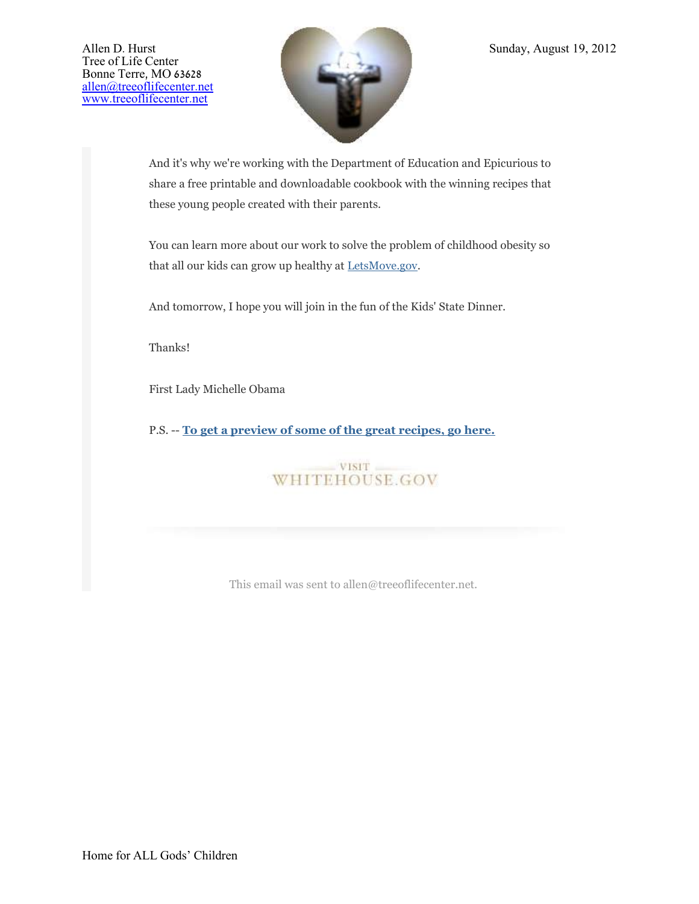Allen D. Hurst
Tree of Life Center
Bonne Terre, MO 63628
allen@treeoflifecenter.net
www.treeoflifecenter.net

Sunday, August 19, 2012

And it's why we're working with the Department of Education and Epicurious to share a free printable and downloadable cookbook with the winning recipes that these young people created with their parents.

You can learn more about our work to solve the problem of childhood obesity so that all our kids can grow up healthy at LetsMove.gov.

And tomorrow, I hope you will join in the fun of the Kids' State Dinner.

Thanks!

First Lady Michelle Obama

P.S. -- **To get a preview of some of the great recipes, go here.**

VISIT WHITEHOUSE.GOV

This email was sent to allen@treeoflifecenter.net.

Home for ALL Gods' Children